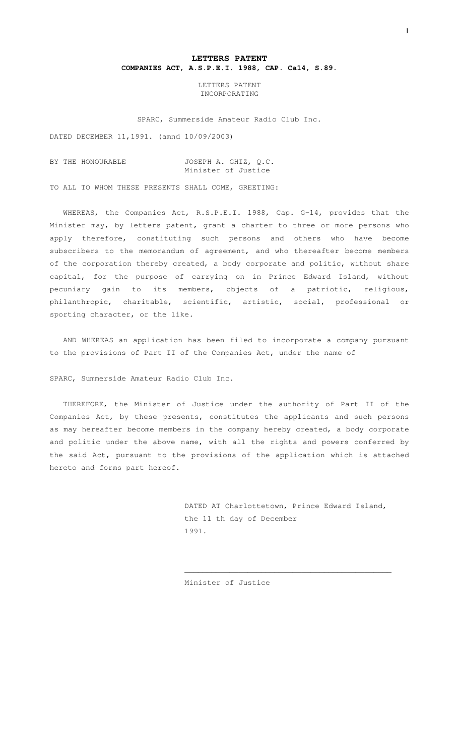# LETTERS PATENT

**COMPANIES ACT, A.S.P.E.I. 1988, CAP. Ca14, S.89.**

LETTERS PATENT
INCORPORATING

SPARC, Summerside Amateur Radio Club Inc.

DATED DECEMBER 11,1991. (amnd 10/09/2003)

BY THE HONOURABLE JOSEPH A. GHIZ, Q.C.
Minister of Justice

TO ALL TO WHOM THESE PRESENTS SHALL COME, GREETING:

WHEREAS, the Companies Act, R.S.P.E.I. 1988, Cap. G-14, provides that the Minister may, by letters patent, grant a charter to three or more persons who apply therefore, constituting such persons and others who have become subscribers to the memorandum of agreement, and who thereafter become members of the corporation thereby created, a body corporate and politic, without share capital, for the purpose of carrying on in Prince Edward Island, without pecuniary gain to its members, objects of a patriotic, religious, philanthropic, charitable, scientific, artistic, social, professional or sporting character, or the like.

AND WHEREAS an application has been filed to incorporate a company pursuant to the provisions of Part II of the Companies Act, under the name of

SPARC, Summerside Amateur Radio Club Inc.

THEREFORE, the Minister of Justice under the authority of Part II of the Companies Act, by these presents, constitutes the applicants and such persons as may hereafter become members in the company hereby created, a body corporate and politic under the above name, with all the rights and powers conferred by the said Act, pursuant to the provisions of the application which is attached hereto and forms part hereof.

DATED AT Charlottetown, Prince Edward Island,
the 11 th day of December
1991.

\_\_\_\_\_\_\_\_\_\_\_\_\_\_\_\_\_\_\_\_\_\_\_\_\_\_\_\_\_\_\_\_\_\_\_\_\_\_\_\_

Minister of Justice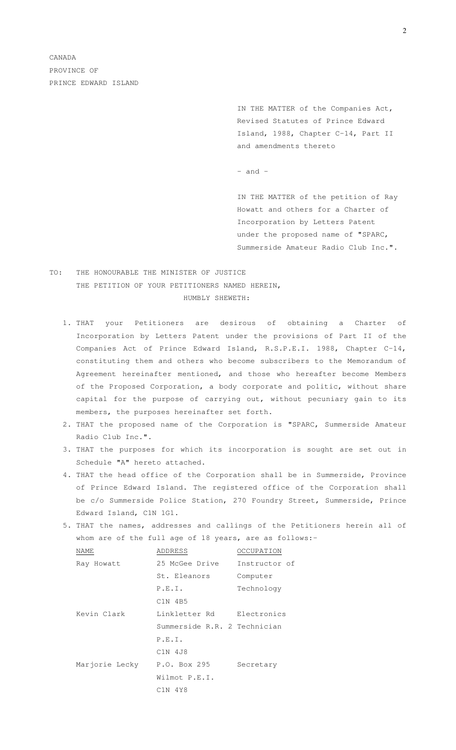CANADA
PROVINCE OF
PRINCE EDWARD ISLAND

IN THE MATTER of the Companies Act, Revised Statutes of Prince Edward Island, 1988, Chapter C-14, Part II and amendments thereto

\- and -

IN THE MATTER of the petition of Ray Howatt and others for a Charter of Incorporation by Letters Patent under the proposed name of "SPARC, Summerside Amateur Radio Club Inc.".

TO: THE HONOURABLE THE MINISTER OF JUSTICE
THE PETITION OF YOUR PETITIONERS NAMED HEREIN,
HUMBLY SHEWETH:

1. THAT your Petitioners are desirous of obtaining a Charter of Incorporation by Letters Patent under the provisions of Part II of the Companies Act of Prince Edward Island, R.S.P.E.I. 1988, Chapter C-14, constituting them and others who become subscribers to the Memorandum of Agreement hereinafter mentioned, and those who hereafter become Members of the Proposed Corporation, a body corporate and politic, without share capital for the purpose of carrying out, without pecuniary gain to its members, the purposes hereinafter set forth.
2. THAT the proposed name of the Corporation is "SPARC, Summerside Amateur Radio Club Inc.".
3. THAT the purposes for which its incorporation is sought are set out in Schedule "A" hereto attached.
4. THAT the head office of the Corporation shall be in Summerside, Province of Prince Edward Island. The registered office of the Corporation shall be c/o Summerside Police Station, 270 Foundry Street, Summerside, Prince Edward Island, C1N 1G1.
5. THAT the names, addresses and callings of the Petitioners herein all of whom are of the full age of 18 years, are as follows:-

| NAME | ADDRESS | OCCUPATION |
|---|---|---|
| Ray Howatt | 25 McGee Drive<br>St. Eleanors<br>P.E.I.<br>C1N 4B5 | Instructor of Computer Technology |
| Kevin Clark | Linkletter Rd<br>Summerside R.R. 2<br>P.E.I.<br>C1N 4J8 | Electronics Technician |
| Marjorie Lecky | P.O. Box 295<br>Wilmot P.E.I.<br>C1N 4Y8 | Secretary |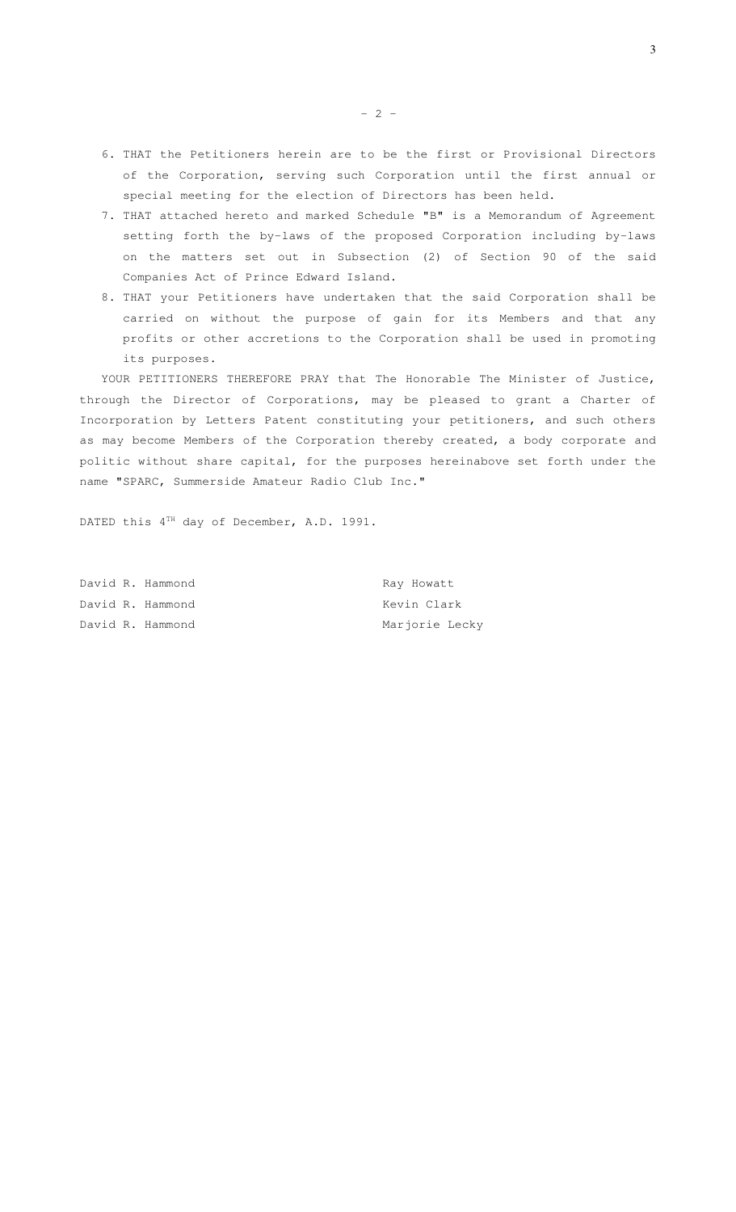6. THAT the Petitioners herein are to be the first or Provisional Directors of the Corporation, serving such Corporation until the first annual or special meeting for the election of Directors has been held.
7. THAT attached hereto and marked Schedule "B" is a Memorandum of Agreement setting forth the by-laws of the proposed Corporation including by-laws on the matters set out in Subsection (2) of Section 90 of the said Companies Act of Prince Edward Island.
8. THAT your Petitioners have undertaken that the said Corporation shall be carried on without the purpose of gain for its Members and that any profits or other accretions to the Corporation shall be used in promoting its purposes.

YOUR PETITIONERS THEREFORE PRAY that The Honorable The Minister of Justice, through the Director of Corporations, may be pleased to grant a Charter of Incorporation by Letters Patent constituting your petitioners, and such others as may become Members of the Corporation thereby created, a body corporate and politic without share capital, for the purposes hereinabove set forth under the name "SPARC, Summerside Amateur Radio Club Inc."

DATED this 4TH day of December, A.D. 1991.

| | |
|---|---|
| David R. Hammond | Ray Howatt |
| David R. Hammond | Kevin Clark |
| David R. Hammond | Marjorie Lecky |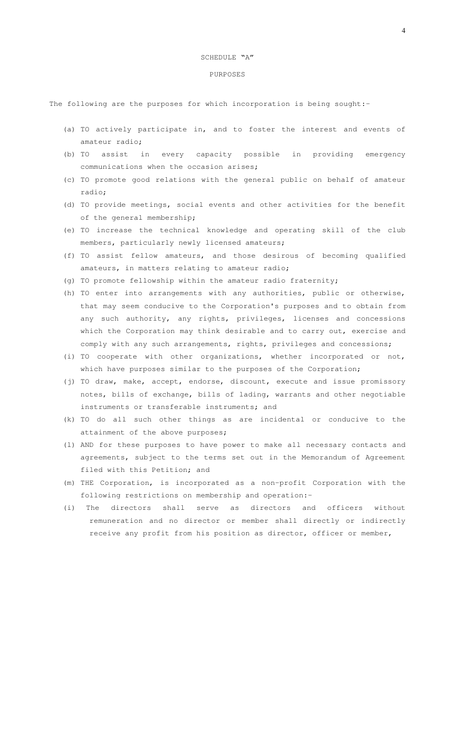# SCHEDULE "A"

## PURPOSES

The following are the purposes for which incorporation is being sought:-

(a) TO actively participate in, and to foster the interest and events of amateur radio;

(b) TO assist in every capacity possible in providing emergency communications when the occasion arises;

(c) TO promote good relations with the general public on behalf of amateur radio;

(d) TO provide meetings, social events and other activities for the benefit of the general membership;

(e) TO increase the technical knowledge and operating skill of the club members, particularly newly licensed amateurs;

(f) TO assist fellow amateurs, and those desirous of becoming qualified amateurs, in matters relating to amateur radio;

(g) TO promote fellowship within the amateur radio fraternity;

(h) TO enter into arrangements with any authorities, public or otherwise, that may seem conducive to the Corporation's purposes and to obtain from any such authority, any rights, privileges, licenses and concessions which the Corporation may think desirable and to carry out, exercise and comply with any such arrangements, rights, privileges and concessions;

(i) TO cooperate with other organizations, whether incorporated or not, which have purposes similar to the purposes of the Corporation;

(j) TO draw, make, accept, endorse, discount, execute and issue promissory notes, bills of exchange, bills of lading, warrants and other negotiable instruments or transferable instruments; and

(k) TO do all such other things as are incidental or conducive to the attainment of the above purposes;

(l) AND for these purposes to have power to make all necessary contacts and agreements, subject to the terms set out in the Memorandum of Agreement filed with this Petition; and

(m) THE Corporation, is incorporated as a non-profit Corporation with the following restrictions on membership and operation:-

(i) The directors shall serve as directors and officers without remuneration and no director or member shall directly or indirectly receive any profit from his position as director, officer or member,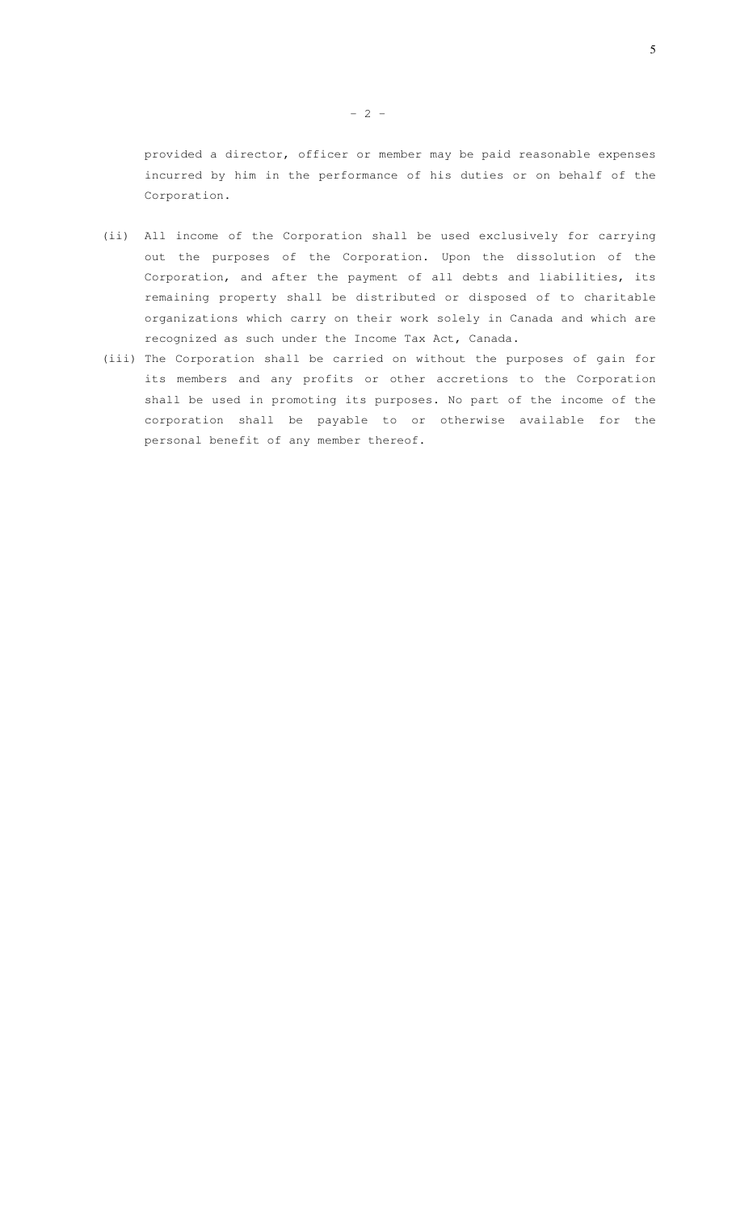provided a director, officer or member may be paid reasonable expenses incurred by him in the performance of his duties or on behalf of the Corporation.

(ii) All income of the Corporation shall be used exclusively for carrying out the purposes of the Corporation. Upon the dissolution of the Corporation, and after the payment of all debts and liabilities, its remaining property shall be distributed or disposed of to charitable organizations which carry on their work solely in Canada and which are recognized as such under the Income Tax Act, Canada.

(iii) The Corporation shall be carried on without the purposes of gain for its members and any profits or other accretions to the Corporation shall be used in promoting its purposes. No part of the income of the corporation shall be payable to or otherwise available for the personal benefit of any member thereof.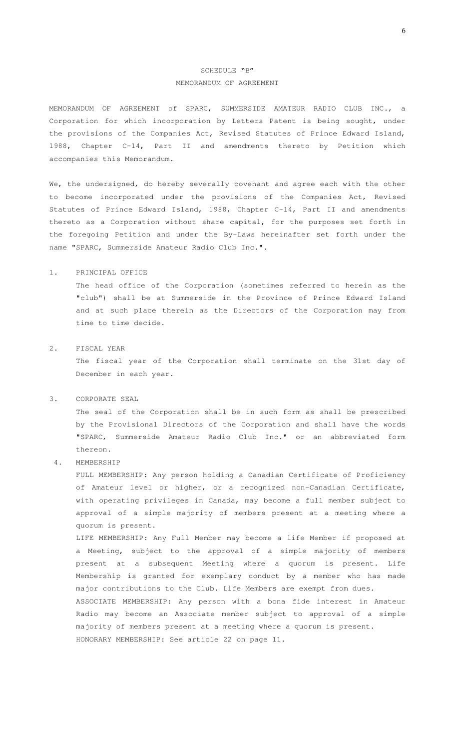# SCHEDULE "B"
## MEMORANDUM OF AGREEMENT

MEMORANDUM OF AGREEMENT of SPARC, SUMMERSIDE AMATEUR RADIO CLUB INC., a Corporation for which incorporation by Letters Patent is being sought, under the provisions of the Companies Act, Revised Statutes of Prince Edward Island, 1988, Chapter C-14, Part II and amendments thereto by Petition which accompanies this Memorandum.

We, the undersigned, do hereby severally covenant and agree each with the other to become incorporated under the provisions of the Companies Act, Revised Statutes of Prince Edward Island, 1988, Chapter C-14, Part II and amendments thereto as a Corporation without share capital, for the purposes set forth in the foregoing Petition and under the By-Laws hereinafter set forth under the name "SPARC, Summerside Amateur Radio Club Inc.".

1. PRINCIPAL OFFICE

   The head office of the Corporation (sometimes referred to herein as the "club") shall be at Summerside in the Province of Prince Edward Island and at such place therein as the Directors of the Corporation may from time to time decide.

2. FISCAL YEAR

   The fiscal year of the Corporation shall terminate on the 31st day of December in each year.

3. CORPORATE SEAL

   The seal of the Corporation shall be in such form as shall be prescribed by the Provisional Directors of the Corporation and shall have the words "SPARC, Summerside Amateur Radio Club Inc." or an abbreviated form thereon.

4. MEMBERSHIP

   FULL MEMBERSHIP: Any person holding a Canadian Certificate of Proficiency of Amateur level or higher, or a recognized non-Canadian Certificate, with operating privileges in Canada, may become a full member subject to approval of a simple majority of members present at a meeting where a quorum is present.

   LIFE MEMBERSHIP: Any Full Member may become a life Member if proposed at a Meeting, subject to the approval of a simple majority of members present at a subsequent Meeting where a quorum is present. Life Membership is granted for exemplary conduct by a member who has made major contributions to the Club. Life Members are exempt from dues.

   ASSOCIATE MEMBERSHIP: Any person with a bona fide interest in Amateur Radio may become an Associate member subject to approval of a simple majority of members present at a meeting where a quorum is present.

   HONORARY MEMBERSHIP: See article 22 on page 11.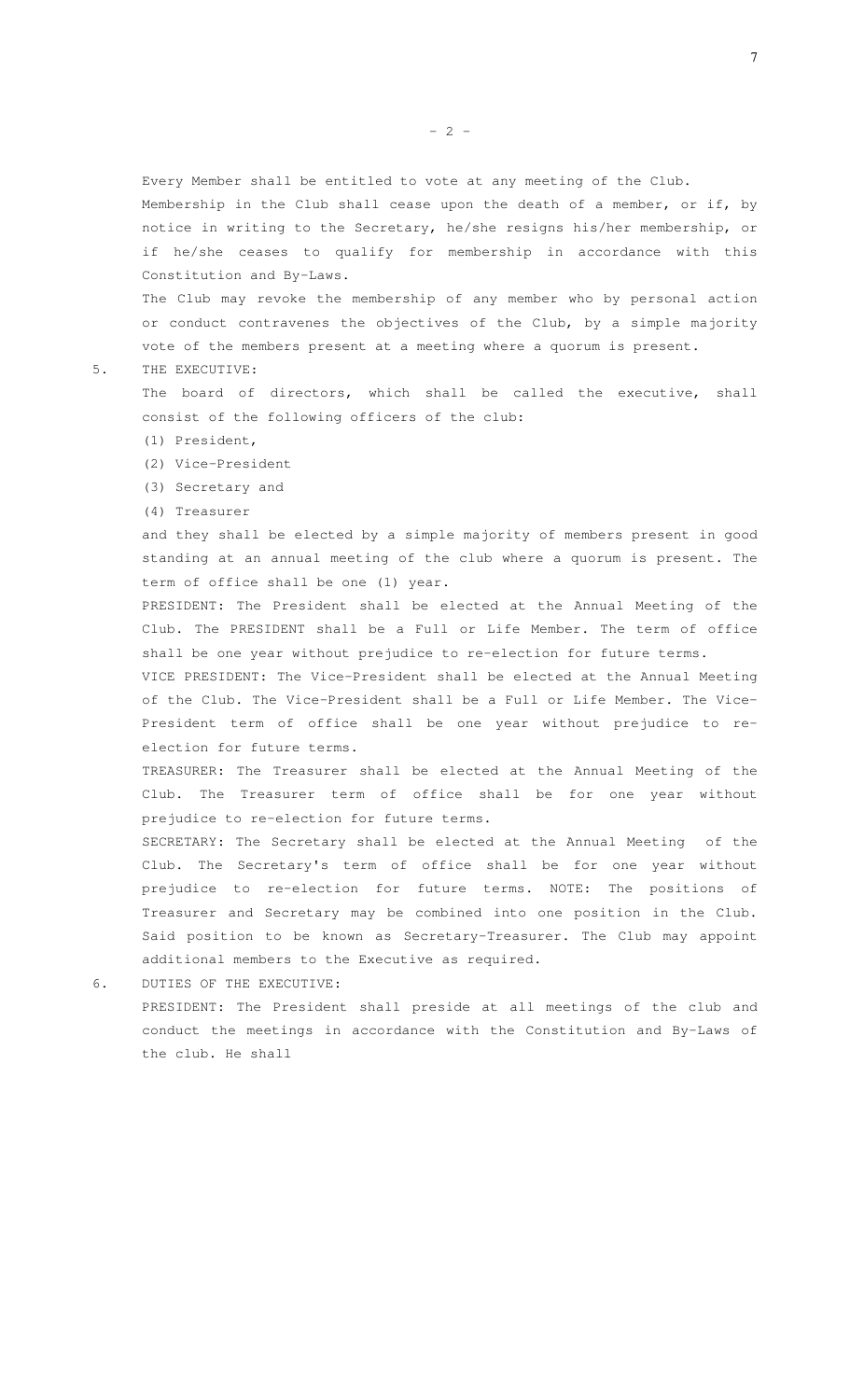Every Member shall be entitled to vote at any meeting of the Club.

Membership in the Club shall cease upon the death of a member, or if, by notice in writing to the Secretary, he/she resigns his/her membership, or if he/she ceases to qualify for membership in accordance with this Constitution and By-Laws.

The Club may revoke the membership of any member who by personal action or conduct contravenes the objectives of the Club, by a simple majority vote of the members present at a meeting where a quorum is present.

5. THE EXECUTIVE:

The board of directors, which shall be called the executive, shall consist of the following officers of the club:

(1) President,
(2) Vice-President
(3) Secretary and
(4) Treasurer

and they shall be elected by a simple majority of members present in good standing at an annual meeting of the club where a quorum is present. The term of office shall be one (1) year.

PRESIDENT: The President shall be elected at the Annual Meeting of the Club. The PRESIDENT shall be a Full or Life Member. The term of office shall be one year without prejudice to re-election for future terms.

VICE PRESIDENT: The Vice-President shall be elected at the Annual Meeting of the Club. The Vice-President shall be a Full or Life Member. The Vice-President term of office shall be one year without prejudice to re-election for future terms.

TREASURER: The Treasurer shall be elected at the Annual Meeting of the Club. The Treasurer term of office shall be for one year without prejudice to re-election for future terms.

SECRETARY: The Secretary shall be elected at the Annual Meeting of the Club. The Secretary's term of office shall be for one year without prejudice to re-election for future terms. NOTE: The positions of Treasurer and Secretary may be combined into one position in the Club. Said position to be known as Secretary-Treasurer. The Club may appoint additional members to the Executive as required.

6. DUTIES OF THE EXECUTIVE:

PRESIDENT: The President shall preside at all meetings of the club and conduct the meetings in accordance with the Constitution and By-Laws of the club. He shall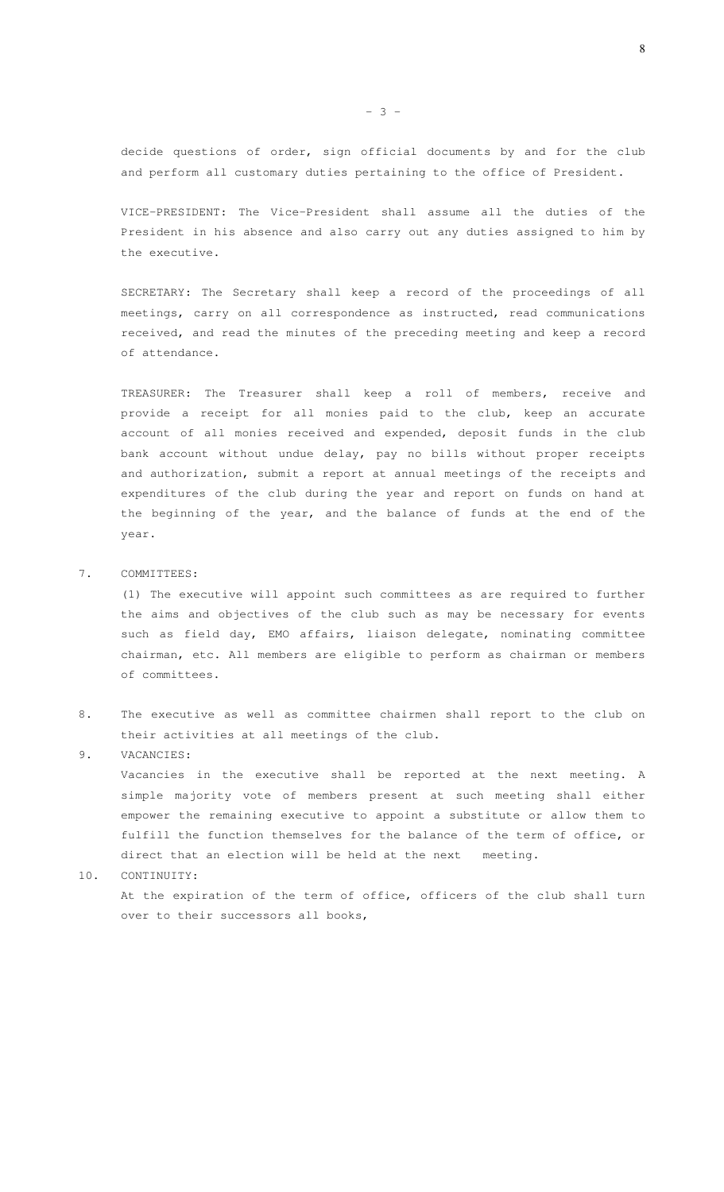decide questions of order, sign official documents by and for the club and perform all customary duties pertaining to the office of President.

VICE-PRESIDENT: The Vice-President shall assume all the duties of the President in his absence and also carry out any duties assigned to him by the executive.

SECRETARY: The Secretary shall keep a record of the proceedings of all meetings, carry on all correspondence as instructed, read communications received, and read the minutes of the preceding meeting and keep a record of attendance.

TREASURER: The Treasurer shall keep a roll of members, receive and provide a receipt for all monies paid to the club, keep an accurate account of all monies received and expended, deposit funds in the club bank account without undue delay, pay no bills without proper receipts and authorization, submit a report at annual meetings of the receipts and expenditures of the club during the year and report on funds on hand at the beginning of the year, and the balance of funds at the end of the year.

7. COMMITTEES:

   (1) The executive will appoint such committees as are required to further the aims and objectives of the club such as may be necessary for events such as field day, EMO affairs, liaison delegate, nominating committee chairman, etc. All members are eligible to perform as chairman or members of committees.

8. The executive as well as committee chairmen shall report to the club on their activities at all meetings of the club.

9. VACANCIES:

   Vacancies in the executive shall be reported at the next meeting. A simple majority vote of members present at such meeting shall either empower the remaining executive to appoint a substitute or allow them to fulfill the function themselves for the balance of the term of office, or direct that an election will be held at the next meeting.

10. CONTINUITY:

    At the expiration of the term of office, officers of the club shall turn over to their successors all books,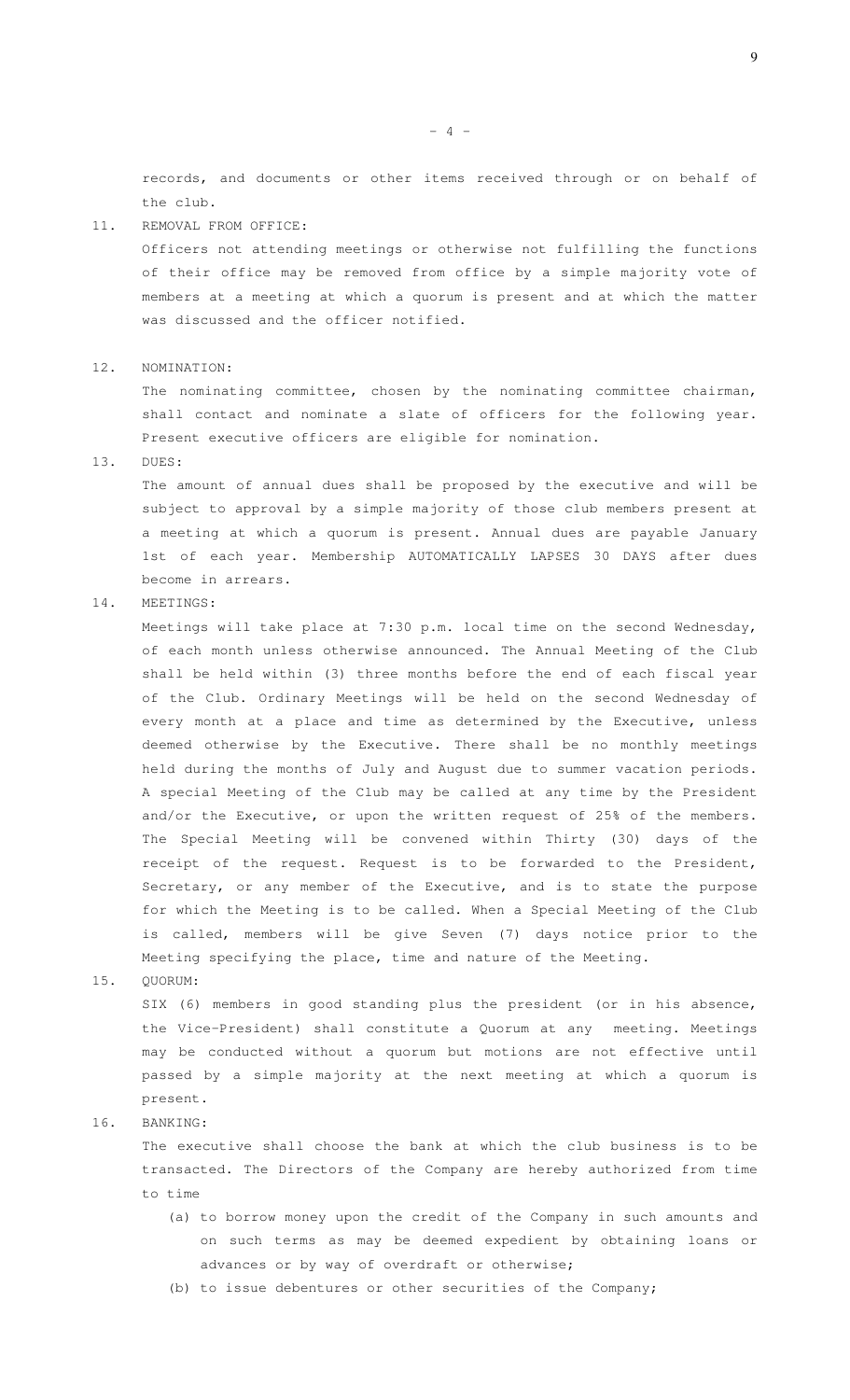records, and documents or other items received through or on behalf of the club.

11. REMOVAL FROM OFFICE:

    Officers not attending meetings or otherwise not fulfilling the functions of their office may be removed from office by a simple majority vote of members at a meeting at which a quorum is present and at which the matter was discussed and the officer notified.

12. NOMINATION:

    The nominating committee, chosen by the nominating committee chairman, shall contact and nominate a slate of officers for the following year. Present executive officers are eligible for nomination.

13. DUES:

    The amount of annual dues shall be proposed by the executive and will be subject to approval by a simple majority of those club members present at a meeting at which a quorum is present. Annual dues are payable January 1st of each year. Membership AUTOMATICALLY LAPSES 30 DAYS after dues become in arrears.

14. MEETINGS:

    Meetings will take place at 7:30 p.m. local time on the second Wednesday, of each month unless otherwise announced. The Annual Meeting of the Club shall be held within (3) three months before the end of each fiscal year of the Club. Ordinary Meetings will be held on the second Wednesday of every month at a place and time as determined by the Executive, unless deemed otherwise by the Executive. There shall be no monthly meetings held during the months of July and August due to summer vacation periods. A special Meeting of the Club may be called at any time by the President and/or the Executive, or upon the written request of 25% of the members. The Special Meeting will be convened within Thirty (30) days of the receipt of the request. Request is to be forwarded to the President, Secretary, or any member of the Executive, and is to state the purpose for which the Meeting is to be called. When a Special Meeting of the Club is called, members will be give Seven (7) days notice prior to the Meeting specifying the place, time and nature of the Meeting.

15. QUORUM:

    SIX (6) members in good standing plus the president (or in his absence, the Vice-President) shall constitute a Quorum at any meeting. Meetings may be conducted without a quorum but motions are not effective until passed by a simple majority at the next meeting at which a quorum is present.

16. BANKING:

    The executive shall choose the bank at which the club business is to be transacted. The Directors of the Company are hereby authorized from time to time

    (a) to borrow money upon the credit of the Company in such amounts and on such terms as may be deemed expedient by obtaining loans or advances or by way of overdraft or otherwise;

    (b) to issue debentures or other securities of the Company;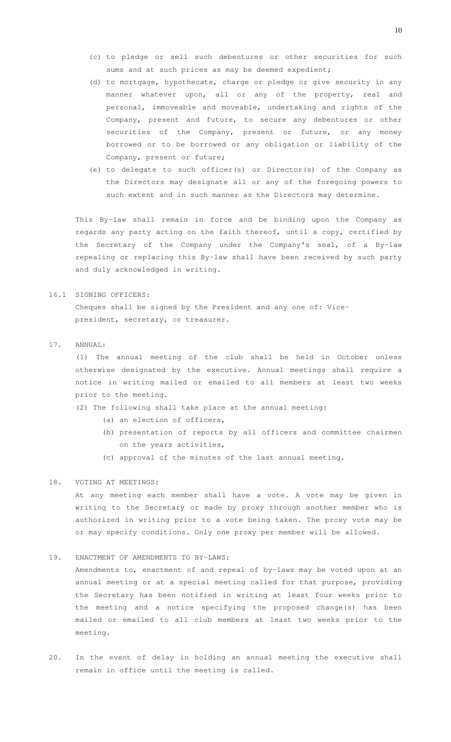(c) to pledge or sell such debentures or other securities for such sums and at such prices as may be deemed expedient;

(d) to mortgage, hypothecate, charge or pledge or give security in any manner whatever upon, all or any of the property, real and personal, immoveable and moveable, undertaking and rights of the Company, present and future, to secure any debentures or other securities of the Company, present or future, or any money borrowed or to be borrowed or any obligation or liability of the Company, present or future;

(e) to delegate to such officer(s) or Director(s) of the Company as the Directors may designate all or any of the foregoing powers to such extent and in such manner as the Directors may determine.

This By-law shall remain in force and be binding upon the Company as regards any party acting on the faith thereof, until a copy, certified by the Secretary of the Company under the Company's seal, of a By-law repealing or replacing this By-law shall have been received by such party and duly acknowledged in writing.

16.1 SIGNING OFFICERS:

Cheques shall be signed by the President and any one of: Vice-president, secretary, or treasurer.

17. ANNUAL:

(1) The annual meeting of the club shall be held in October unless otherwise designated by the executive. Annual meetings shall require a notice in writing mailed or emailed to all members at least two weeks prior to the meeting.

(2) The following shall take place at the annual meeting:

(a) an election of officers,

(b) presentation of reports by all officers and committee chairmen on the years activities,

(c) approval of the minutes of the last annual meeting.

18. VOTING AT MEETINGS:

At any meeting each member shall have a vote. A vote may be given in writing to the Secretary or made by proxy through another member who is authorized in writing prior to a vote being taken. The proxy vote may be or may specify conditions. Only one proxy per member will be allowed.

19. ENACTMENT OF AMENDMENTS TO BY-LAWS:

Amendments to, enactment of and repeal of by-laws may be voted upon at an annual meeting or at a special meeting called for that purpose, providing the Secretary has been notified in writing at least four weeks prior to the meeting and a notice specifying the proposed change(s) has been mailed or emailed to all club members at least two weeks prior to the meeting.

20. In the event of delay in holding an annual meeting the executive shall remain in office until the meeting is called.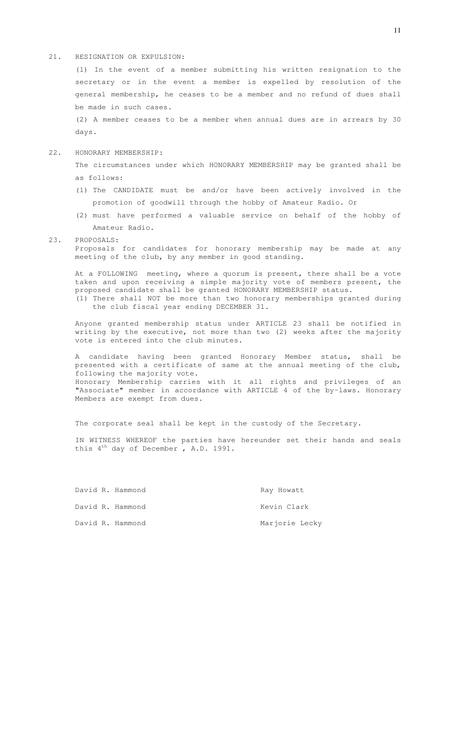21. RESIGNATION OR EXPULSION:

(1) In the event of a member submitting his written resignation to the secretary or in the event a member is expelled by resolution of the general membership, he ceases to be a member and no refund of dues shall be made in such cases.

(2) A member ceases to be a member when annual dues are in arrears by 30 days.

22. HONORARY MEMBERSHIP:

The circumstances under which HONORARY MEMBERSHIP may be granted shall be as follows:

(1) The CANDIDATE must be and/or have been actively involved in the promotion of goodwill through the hobby of Amateur Radio. Or

(2) must have performed a valuable service on behalf of the hobby of Amateur Radio.

23. PROPOSALS:

Proposals for candidates for honorary membership may be made at any meeting of the club, by any member in good standing.

At a FOLLOWING meeting, where a quorum is present, there shall be a vote taken and upon receiving a simple majority vote of members present, the proposed candidate shall be granted HONORARY MEMBERSHIP status.

(1) There shall NOT be more than two honorary memberships granted during the club fiscal year ending DECEMBER 31.

Anyone granted membership status under ARTICLE 23 shall be notified in writing by the executive, not more than two (2) weeks after the majority vote is entered into the club minutes.

A candidate having been granted Honorary Member status, shall be presented with a certificate of same at the annual meeting of the club, following the majority vote.

Honorary Membership carries with it all rights and privileges of an "Associate" member in accordance with ARTICLE 4 of the by-laws. Honorary Members are exempt from dues.

The corporate seal shall be kept in the custody of the Secretary.

IN WITNESS WHEREOF the parties have hereunder set their hands and seals this 4th day of December , A.D. 1991.

| | |
|---|---|
| David R. Hammond | Ray Howatt |
| David R. Hammond | Kevin Clark |
| David R. Hammond | Marjorie Lecky |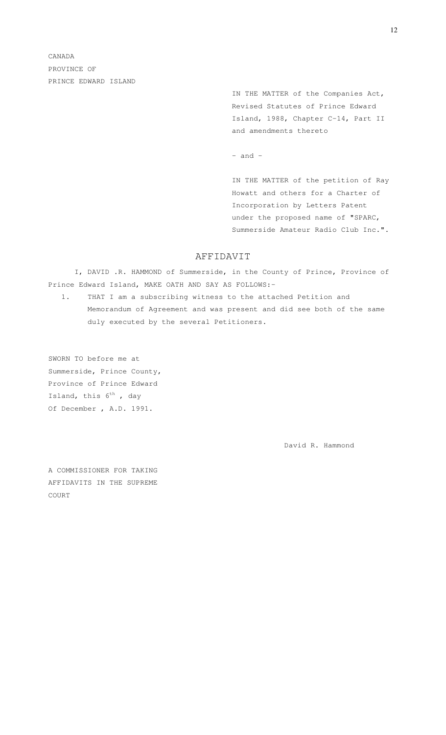CANADA
PROVINCE OF
PRINCE EDWARD ISLAND

IN THE MATTER of the Companies Act, Revised Statutes of Prince Edward Island, 1988, Chapter C-14, Part II and amendments thereto

\- and -

IN THE MATTER of the petition of Ray Howatt and others for a Charter of Incorporation by Letters Patent under the proposed name of "SPARC, Summerside Amateur Radio Club Inc.".

## AFFIDAVIT

I, DAVID .R. HAMMOND of Summerside, in the County of Prince, Province of Prince Edward Island, MAKE OATH AND SAY AS FOLLOWS:-

1. THAT I am a subscribing witness to the attached Petition and Memorandum of Agreement and was present and did see both of the same duly executed by the several Petitioners.

SWORN TO before me at Summerside, Prince County, Province of Prince Edward Island, this 6th , day Of December , A.D. 1991.

David R. Hammond

A COMMISSIONER FOR TAKING AFFIDAVITS IN THE SUPREME COURT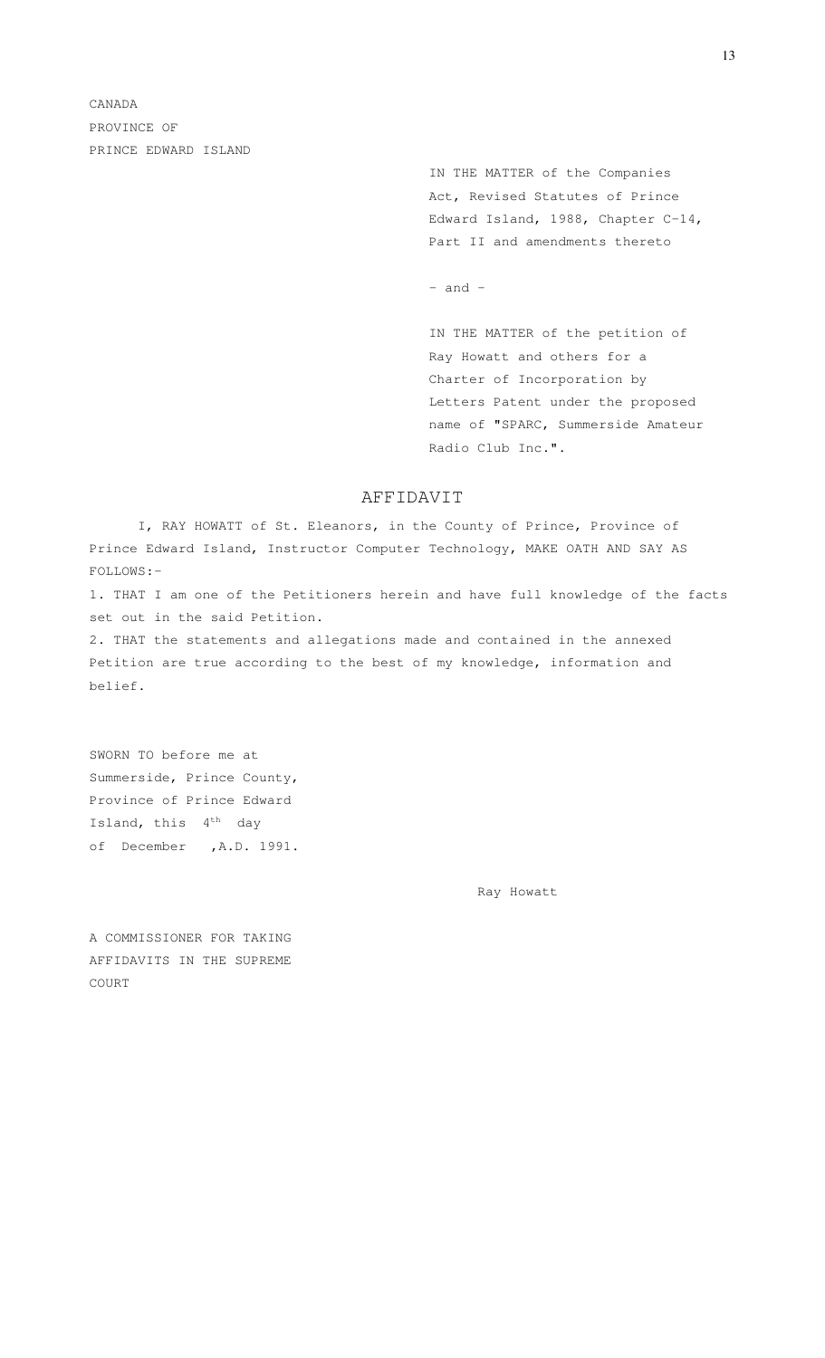CANADA
PROVINCE OF
PRINCE EDWARD ISLAND

IN THE MATTER of the Companies Act, Revised Statutes of Prince Edward Island, 1988, Chapter C-14, Part II and amendments thereto

\- and -

IN THE MATTER of the petition of Ray Howatt and others for a Charter of Incorporation by Letters Patent under the proposed name of "SPARC, Summerside Amateur Radio Club Inc.".

# AFFIDAVIT

I, RAY HOWATT of St. Eleanors, in the County of Prince, Province of Prince Edward Island, Instructor Computer Technology, MAKE OATH AND SAY AS FOLLOWS:-

1. THAT I am one of the Petitioners herein and have full knowledge of the facts set out in the said Petition.
2. THAT the statements and allegations made and contained in the annexed Petition are true according to the best of my knowledge, information and belief.

SWORN TO before me at Summerside, Prince County, Province of Prince Edward Island, this 4th day of December ,A.D. 1991.

Ray Howatt

A COMMISSIONER FOR TAKING AFFIDAVITS IN THE SUPREME COURT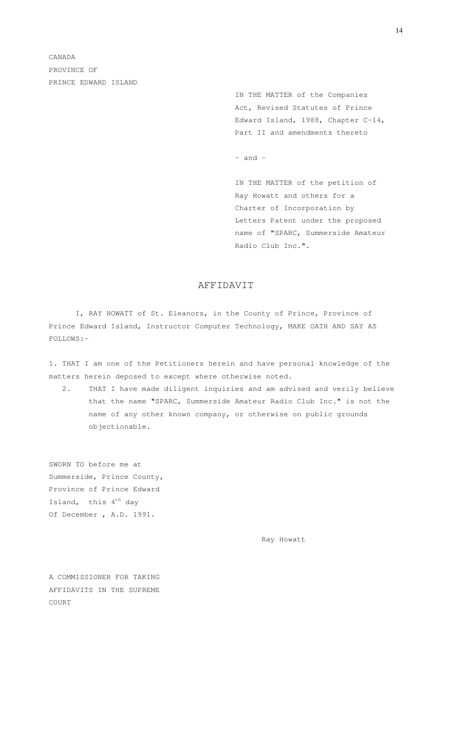CANADA
PROVINCE OF
PRINCE EDWARD ISLAND

IN THE MATTER of the Companies Act, Revised Statutes of Prince Edward Island, 1988, Chapter C-14, Part II and amendments thereto

- and -

IN THE MATTER of the petition of Ray Howatt and others for a Charter of Incorporation by Letters Patent under the proposed name of "SPARC, Summerside Amateur Radio Club Inc.".

# AFFIDAVIT

I, RAY HOWATT of St. Eleanors, in the County of Prince, Province of Prince Edward Island, Instructor Computer Technology, MAKE OATH AND SAY AS FOLLOWS:-

1. THAT I am one of the Petitioners herein and have personal knowledge of the matters herein deposed to except where otherwise noted.
2. THAT I have made diligent inquiries and am advised and verily believe that the name "SPARC, Summerside Amateur Radio Club Inc." is not the name of any other known company, or otherwise on public grounds objectionable.

SWORN TO before me at Summerside, Prince County, Province of Prince Edward Island, this 4th day Of December , A.D. 1991.

Ray Howatt

A COMMISSIONER FOR TAKING AFFIDAVITS IN THE SUPREME COURT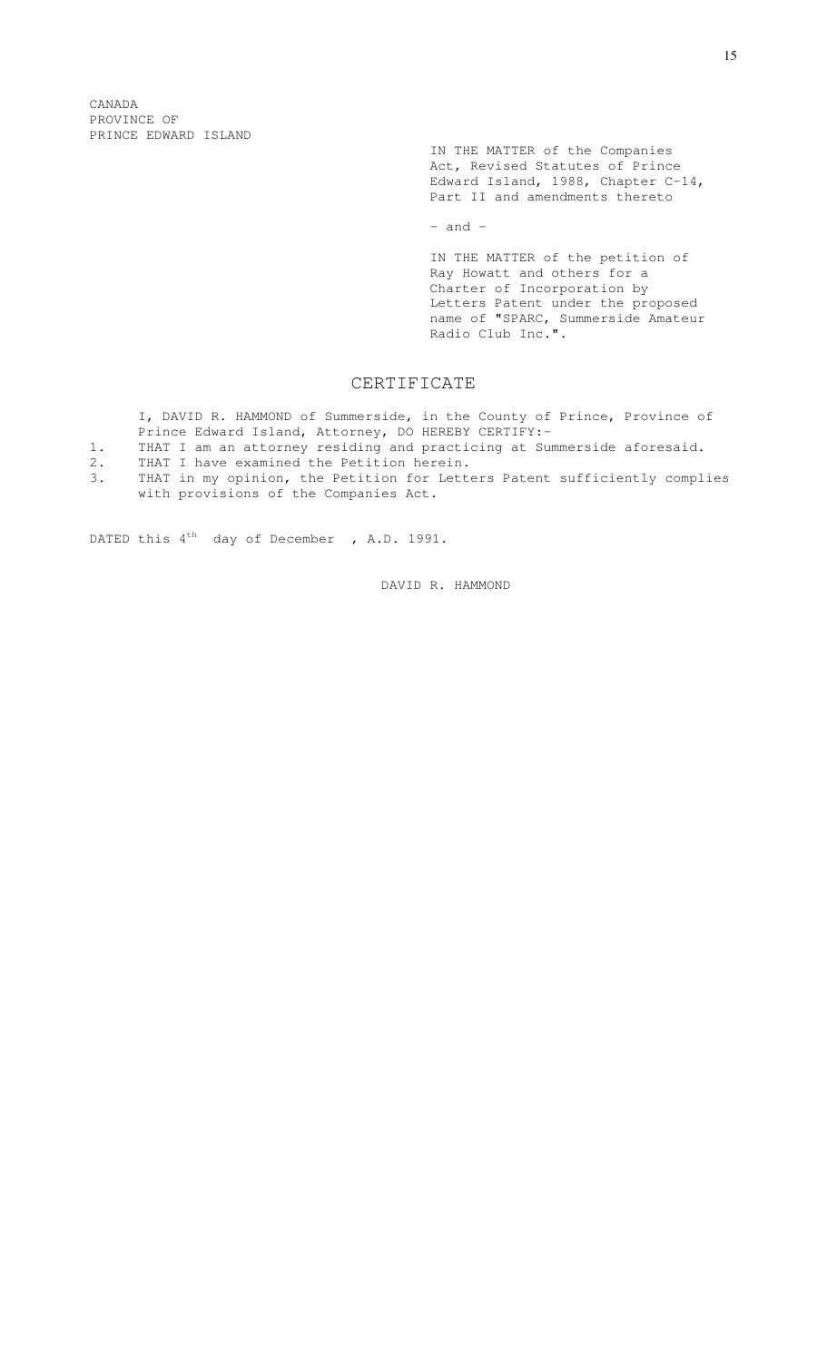CANADA
PROVINCE OF
PRINCE EDWARD ISLAND

IN THE MATTER of the Companies Act, Revised Statutes of Prince Edward Island, 1988, Chapter C-14, Part II and amendments thereto

\- and -

IN THE MATTER of the petition of Ray Howatt and others for a Charter of Incorporation by Letters Patent under the proposed name of "SPARC, Summerside Amateur Radio Club Inc.".

## CERTIFICATE

I, DAVID R. HAMMOND of Summerside, in the County of Prince, Province of Prince Edward Island, Attorney, DO HEREBY CERTIFY:-

1. THAT I am an attorney residing and practicing at Summerside aforesaid.
2. THAT I have examined the Petition herein.
3. THAT in my opinion, the Petition for Letters Patent sufficiently complies with provisions of the Companies Act.

DATED this 4th day of December , A.D. 1991.

DAVID R. HAMMOND